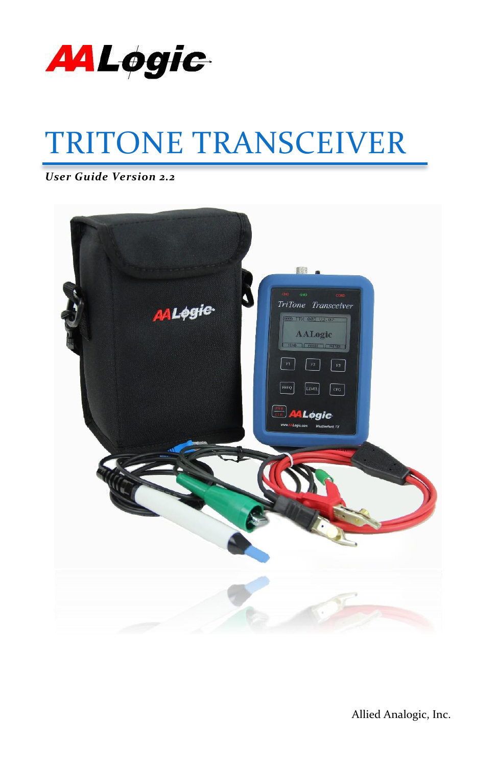AALogic

# TRITONE TRANSCEIVER

***User Guide Version 2.2***

Allied Analogic, Inc.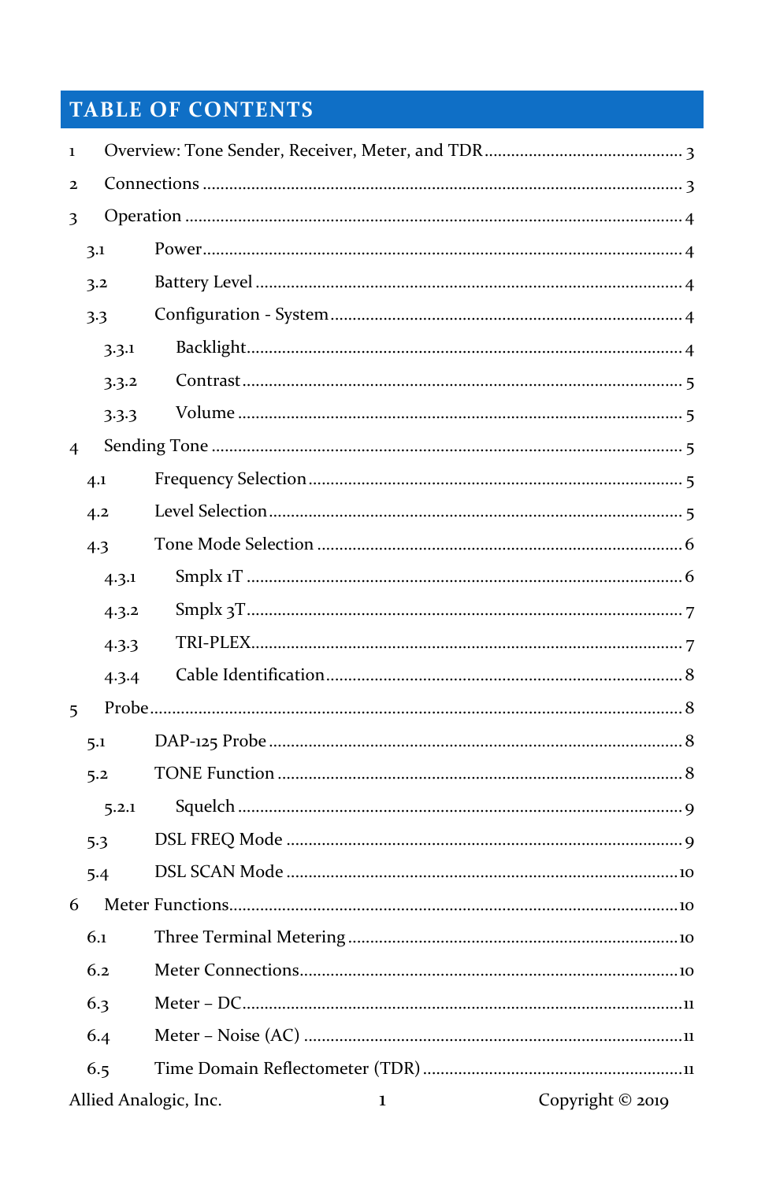# TABLE OF CONTENTS

1 Overview: Tone Sender, Receiver, Meter, and TDR ............ 3

2 Connections ............ 3

3 Operation ............ 4

- 3.1 Power ............ 4
- 3.2 Battery Level ............ 4
- 3.3 Configuration - System ............ 4
  - 3.3.1 Backlight ............ 4
  - 3.3.2 Contrast ............ 5
  - 3.3.3 Volume ............ 5

4 Sending Tone ............ 5

- 4.1 Frequency Selection ............ 5
- 4.2 Level Selection ............ 5
- 4.3 Tone Mode Selection ............ 6
  - 4.3.1 Smplx 1T ............ 6
  - 4.3.2 Smplx 3T ............ 7
  - 4.3.3 TRI-PLEX ............ 7
  - 4.3.4 Cable Identification ............ 8

5 Probe ............ 8

- 5.1 DAP-125 Probe ............ 8
- 5.2 TONE Function ............ 8
  - 5.2.1 Squelch ............ 9
- 5.3 DSL FREQ Mode ............ 9
- 5.4 DSL SCAN Mode ............ 10

6 Meter Functions ............ 10

- 6.1 Three Terminal Metering ............ 10
- 6.2 Meter Connections ............ 10
- 6.3 Meter – DC ............ 11
- 6.4 Meter – Noise (AC) ............ 11
- 6.5 Time Domain Reflectometer (TDR) ............ 11

Allied Analogic, Inc. Copyright © 2019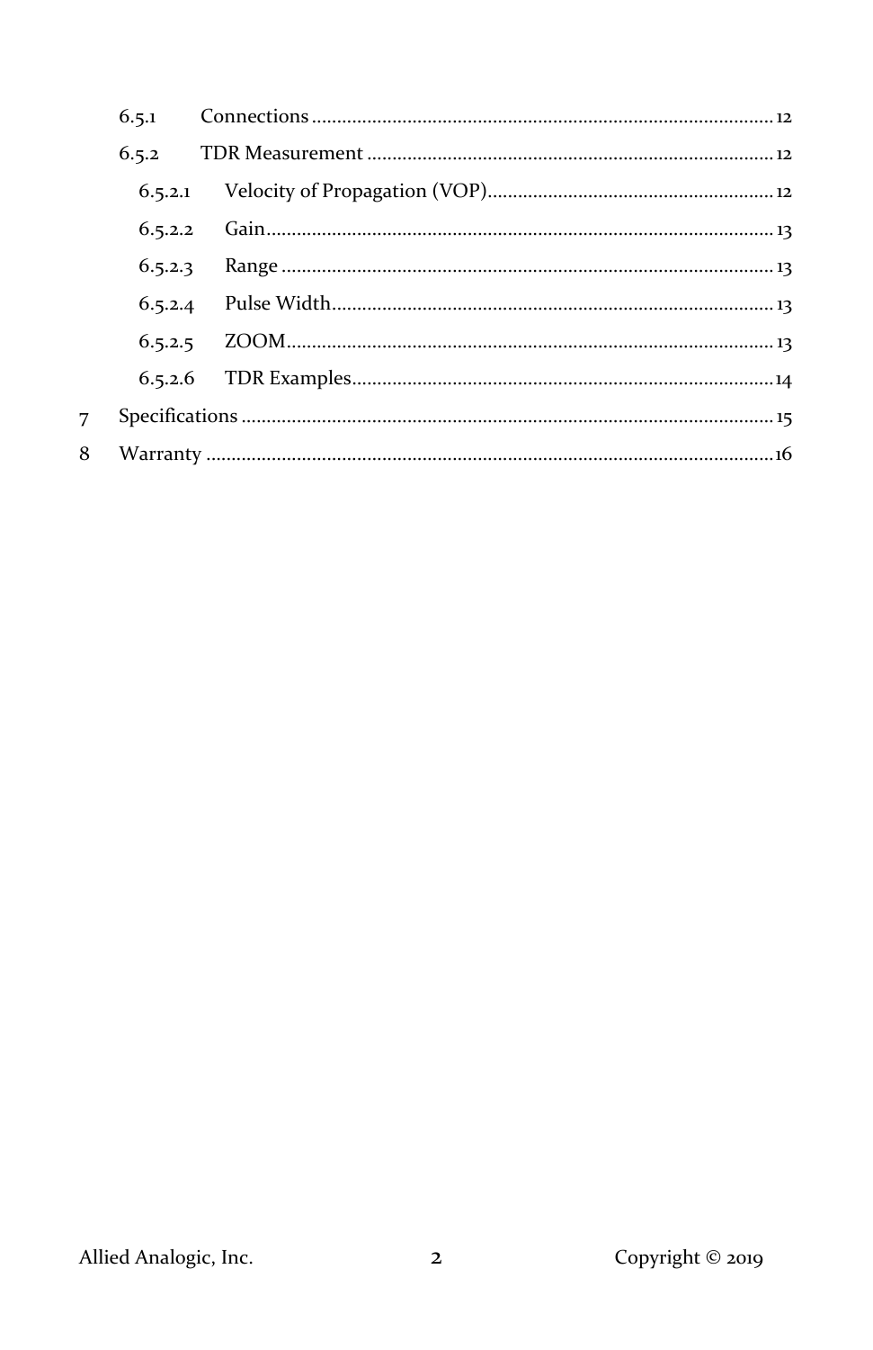- 6.5.1 Connections ........................................................................................ 12
- 6.5.2 TDR Measurement ................................................................................ 12
  - 6.5.2.1 Velocity of Propagation (VOP)......................................................... 12
  - 6.5.2.2 Gain..................................................................................................... 13
  - 6.5.2.3 Range .................................................................................................. 13
  - 6.5.2.4 Pulse Width........................................................................................ 13
  - 6.5.2.5 ZOOM.................................................................................................. 13
  - 6.5.2.6 TDR Examples.................................................................................... 14

7 Specifications ......................................................................................................... 15

8 Warranty ................................................................................................................. 16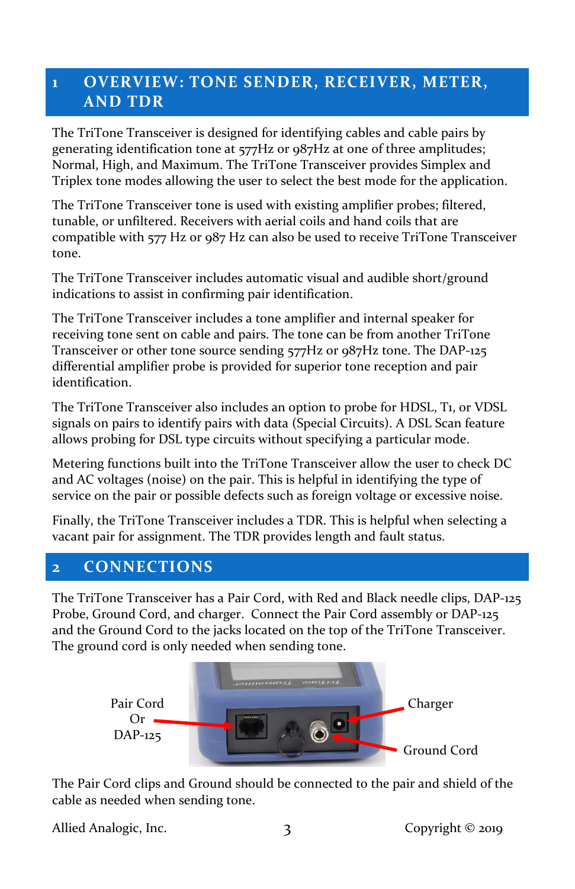# 1 OVERVIEW: TONE SENDER, RECEIVER, METER, AND TDR

The TriTone Transceiver is designed for identifying cables and cable pairs by generating identification tone at 577Hz or 987Hz at one of three amplitudes; Normal, High, and Maximum. The TriTone Transceiver provides Simplex and Triplex tone modes allowing the user to select the best mode for the application.

The TriTone Transceiver tone is used with existing amplifier probes; filtered, tunable, or unfiltered. Receivers with aerial coils and hand coils that are compatible with 577 Hz or 987 Hz can also be used to receive TriTone Transceiver tone.

The TriTone Transceiver includes automatic visual and audible short/ground indications to assist in confirming pair identification.

The TriTone Transceiver includes a tone amplifier and internal speaker for receiving tone sent on cable and pairs. The tone can be from another TriTone Transceiver or other tone source sending 577Hz or 987Hz tone. The DAP-125 differential amplifier probe is provided for superior tone reception and pair identification.

The TriTone Transceiver also includes an option to probe for HDSL, T1, or VDSL signals on pairs to identify pairs with data (Special Circuits). A DSL Scan feature allows probing for DSL type circuits without specifying a particular mode.

Metering functions built into the TriTone Transceiver allow the user to check DC and AC voltages (noise) on the pair. This is helpful in identifying the type of service on the pair or possible defects such as foreign voltage or excessive noise.

Finally, the TriTone Transceiver includes a TDR. This is helpful when selecting a vacant pair for assignment. The TDR provides length and fault status.

# 2 CONNECTIONS

The TriTone Transceiver has a Pair Cord, with Red and Black needle clips, DAP-125 Probe, Ground Cord, and charger. Connect the Pair Cord assembly or DAP-125 and the Ground Cord to the jacks located on the top of the TriTone Transceiver. The ground cord is only needed when sending tone.

Pair Cord Or DAP-125

Charger

Ground Cord

The Pair Cord clips and Ground should be connected to the pair and shield of the cable as needed when sending tone.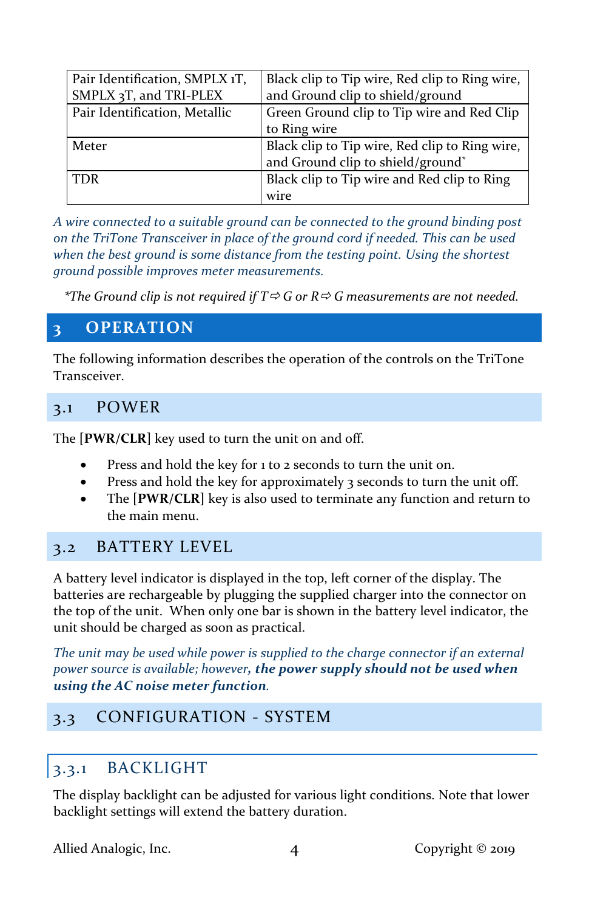| | |
|---|---|
| Pair Identification, SMPLX 1T, SMPLX 3T, and TRI-PLEX | Black clip to Tip wire, Red clip to Ring wire, and Ground clip to shield/ground |
| Pair Identification, Metallic | Green Ground clip to Tip wire and Red Clip to Ring wire |
| Meter | Black clip to Tip wire, Red clip to Ring wire, and Ground clip to shield/ground* |
| TDR | Black clip to Tip wire and Red clip to Ring wire |

*A wire connected to a suitable ground can be connected to the ground binding post on the TriTone Transceiver in place of the ground cord if needed. This can be used when the best ground is some distance from the testing point. Using the shortest ground possible improves meter measurements.*

**The Ground clip is not required if T⇨G or R⇨G measurements are not needed.*

# 3 OPERATION

The following information describes the operation of the controls on the TriTone Transceiver.

## 3.1 POWER

The [**PWR/CLR**] key used to turn the unit on and off.

- Press and hold the key for 1 to 2 seconds to turn the unit on.
- Press and hold the key for approximately 3 seconds to turn the unit off.
- The [**PWR/CLR**] key is also used to terminate any function and return to the main menu.

## 3.2 BATTERY LEVEL

A battery level indicator is displayed in the top, left corner of the display. The batteries are rechargeable by plugging the supplied charger into the connector on the top of the unit. When only one bar is shown in the battery level indicator, the unit should be charged as soon as practical.

*The unit may be used while power is supplied to the charge connector if an external power source is available; however, **the power supply should not be used when using the AC noise meter function**.*

## 3.3 CONFIGURATION - SYSTEM

### 3.3.1 BACKLIGHT

The display backlight can be adjusted for various light conditions. Note that lower backlight settings will extend the battery duration.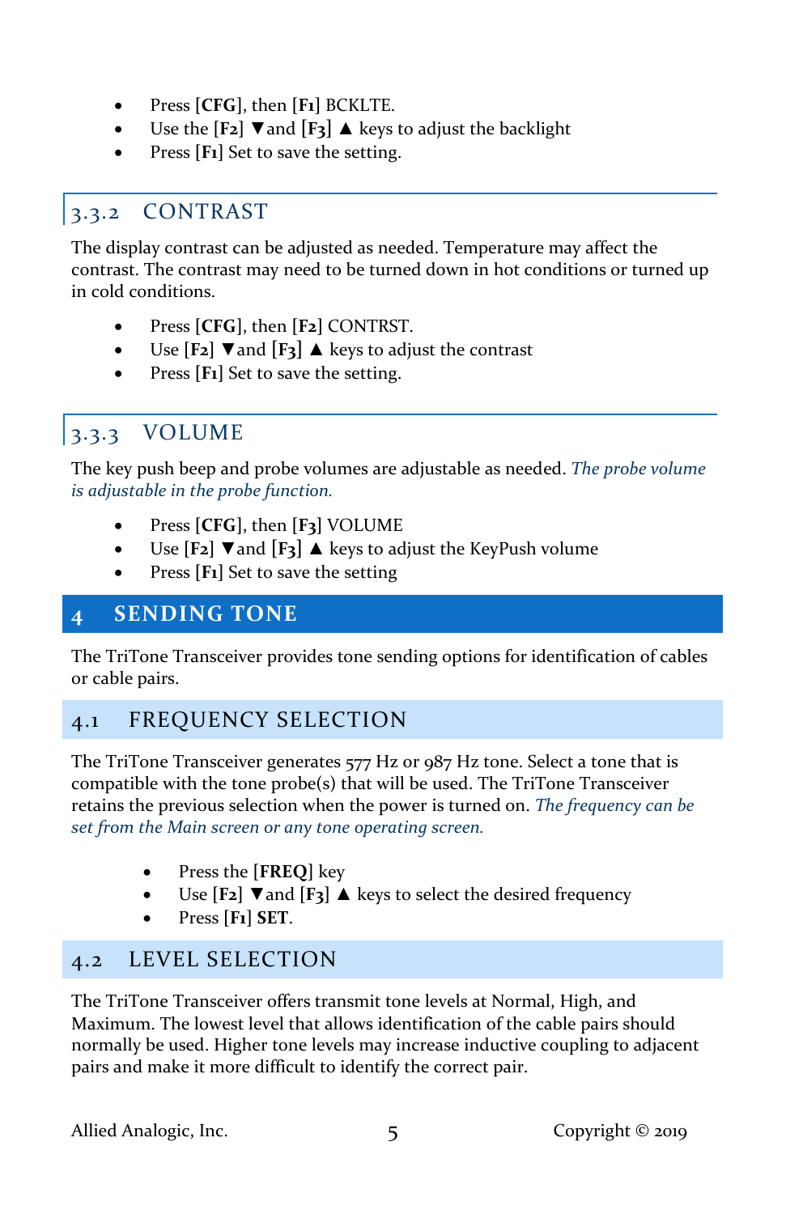- Press **[CFG]**, then **[F1]** BCKLTE.
- Use the **[F2]** ▼and **[F3]** ▲ keys to adjust the backlight
- Press **[F1]** Set to save the setting.

### 3.3.2 CONTRAST

The display contrast can be adjusted as needed. Temperature may affect the contrast. The contrast may need to be turned down in hot conditions or turned up in cold conditions.

- Press **[CFG]**, then **[F2]** CONTRST.
- Use **[F2]** ▼and **[F3]** ▲ keys to adjust the contrast
- Press **[F1]** Set to save the setting.

### 3.3.3 VOLUME

The key push beep and probe volumes are adjustable as needed. *The probe volume is adjustable in the probe function.*

- Press **[CFG]**, then **[F3]** VOLUME
- Use **[F2]** ▼and **[F3]** ▲ keys to adjust the KeyPush volume
- Press **[F1]** Set to save the setting

# 4 SENDING TONE

The TriTone Transceiver provides tone sending options for identification of cables or cable pairs.

## 4.1 FREQUENCY SELECTION

The TriTone Transceiver generates 577 Hz or 987 Hz tone. Select a tone that is compatible with the tone probe(s) that will be used. The TriTone Transceiver retains the previous selection when the power is turned on. *The frequency can be set from the Main screen or any tone operating screen.*

- Press the **[FREQ]** key
- Use **[F2]** ▼and **[F3]** ▲ keys to select the desired frequency
- Press **[F1] SET**.

## 4.2 LEVEL SELECTION

The TriTone Transceiver offers transmit tone levels at Normal, High, and Maximum. The lowest level that allows identification of the cable pairs should normally be used. Higher tone levels may increase inductive coupling to adjacent pairs and make it more difficult to identify the correct pair.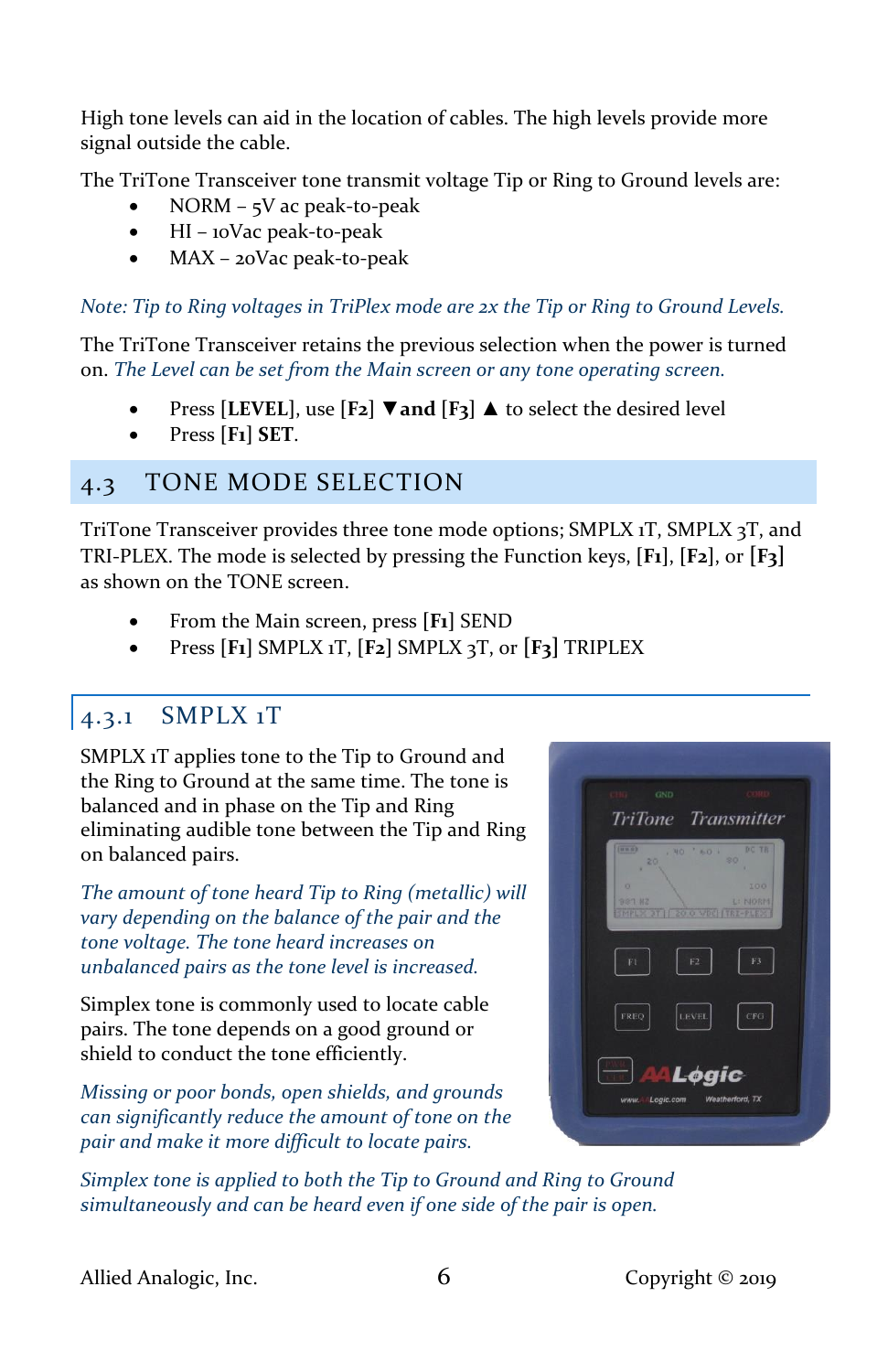High tone levels can aid in the location of cables. The high levels provide more signal outside the cable.

The TriTone Transceiver tone transmit voltage Tip or Ring to Ground levels are:

- NORM – 5V ac peak-to-peak
- HI – 10Vac peak-to-peak
- MAX – 20Vac peak-to-peak

*Note: Tip to Ring voltages in TriPlex mode are 2x the Tip or Ring to Ground Levels.*

The TriTone Transceiver retains the previous selection when the power is turned on. *The Level can be set from the Main screen or any tone operating screen.*

- Press **[LEVEL]**, use **[F2] ▼and [F3] ▲** to select the desired level
- Press **[F1] SET**.

## 4.3 TONE MODE SELECTION

TriTone Transceiver provides three tone mode options; SMPLX 1T, SMPLX 3T, and TRI-PLEX. The mode is selected by pressing the Function keys, **[F1]**, **[F2]**, or **[F3]** as shown on the TONE screen.

- From the Main screen, press **[F1]** SEND
- Press **[F1]** SMPLX 1T, **[F2]** SMPLX 3T, or **[F3]** TRIPLEX

### 4.3.1 SMPLX 1T

SMPLX 1T applies tone to the Tip to Ground and the Ring to Ground at the same time. The tone is balanced and in phase on the Tip and Ring eliminating audible tone between the Tip and Ring on balanced pairs.

*The amount of tone heard Tip to Ring (metallic) will vary depending on the balance of the pair and the tone voltage. The tone heard increases on unbalanced pairs as the tone level is increased.*

Simplex tone is commonly used to locate cable pairs. The tone depends on a good ground or shield to conduct the tone efficiently.

*Missing or poor bonds, open shields, and grounds can significantly reduce the amount of tone on the pair and make it more difficult to locate pairs.*

*Simplex tone is applied to both the Tip to Ground and Ring to Ground simultaneously and can be heard even if one side of the pair is open.*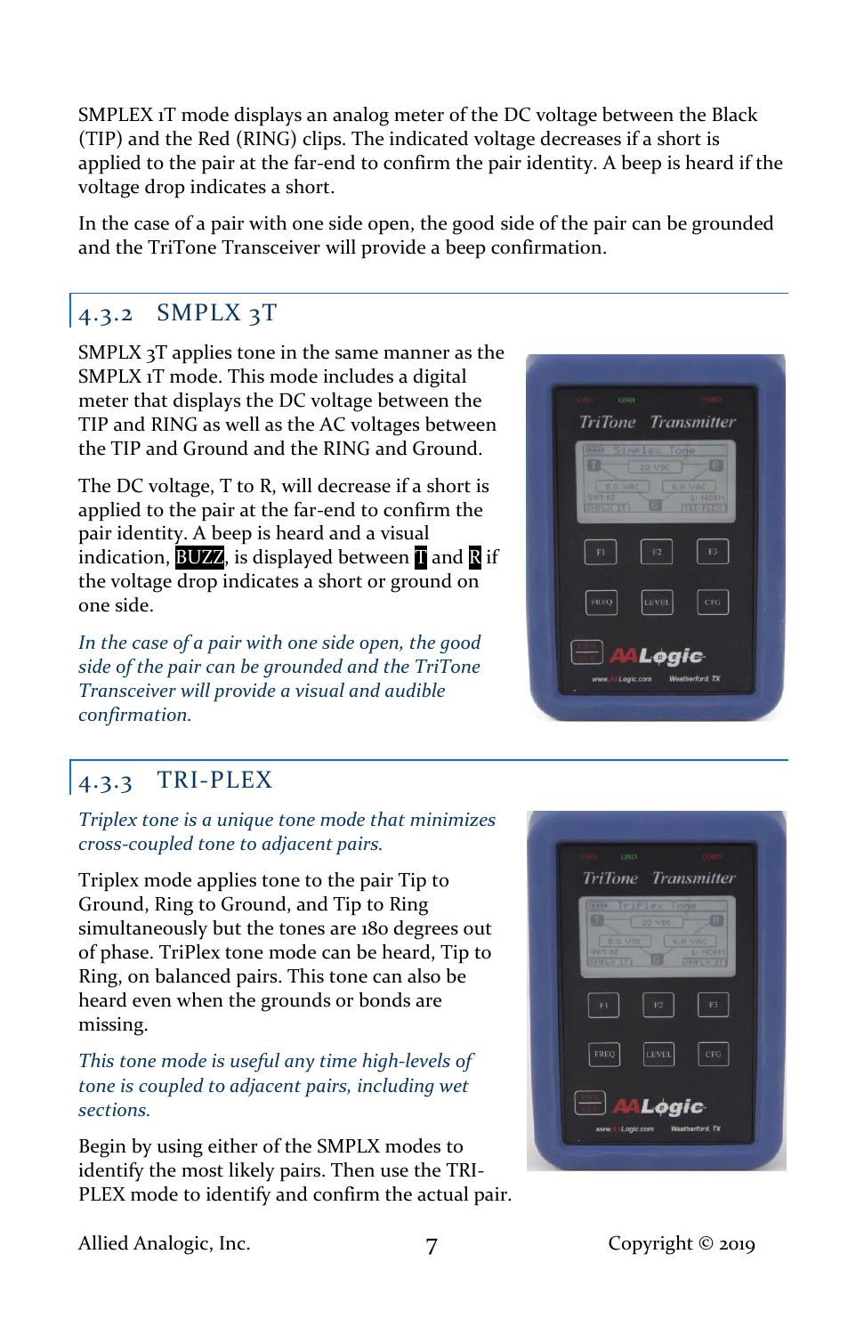SMPLEX 1T mode displays an analog meter of the DC voltage between the Black (TIP) and the Red (RING) clips. The indicated voltage decreases if a short is applied to the pair at the far-end to confirm the pair identity. A beep is heard if the voltage drop indicates a short.

In the case of a pair with one side open, the good side of the pair can be grounded and the TriTone Transceiver will provide a beep confirmation.

### 4.3.2 SMPLX 3T

SMPLX 3T applies tone in the same manner as the SMPLX 1T mode. This mode includes a digital meter that displays the DC voltage between the TIP and RING as well as the AC voltages between the TIP and Ground and the RING and Ground.

The DC voltage, T to R, will decrease if a short is applied to the pair at the far-end to confirm the pair identity. A beep is heard and a visual indication, **BUZZ**, is displayed between **T** and **R** if the voltage drop indicates a short or ground on one side.

*In the case of a pair with one side open, the good side of the pair can be grounded and the TriTone Transceiver will provide a visual and audible confirmation.*

### 4.3.3 TRI-PLEX

*Triplex tone is a unique tone mode that minimizes cross-coupled tone to adjacent pairs.*

Triplex mode applies tone to the pair Tip to Ground, Ring to Ground, and Tip to Ring simultaneously but the tones are 180 degrees out of phase. TriPlex tone mode can be heard, Tip to Ring, on balanced pairs. This tone can also be heard even when the grounds or bonds are missing.

*This tone mode is useful any time high-levels of tone is coupled to adjacent pairs, including wet sections.*

Begin by using either of the SMPLX modes to identify the most likely pairs. Then use the TRI-PLEX mode to identify and confirm the actual pair.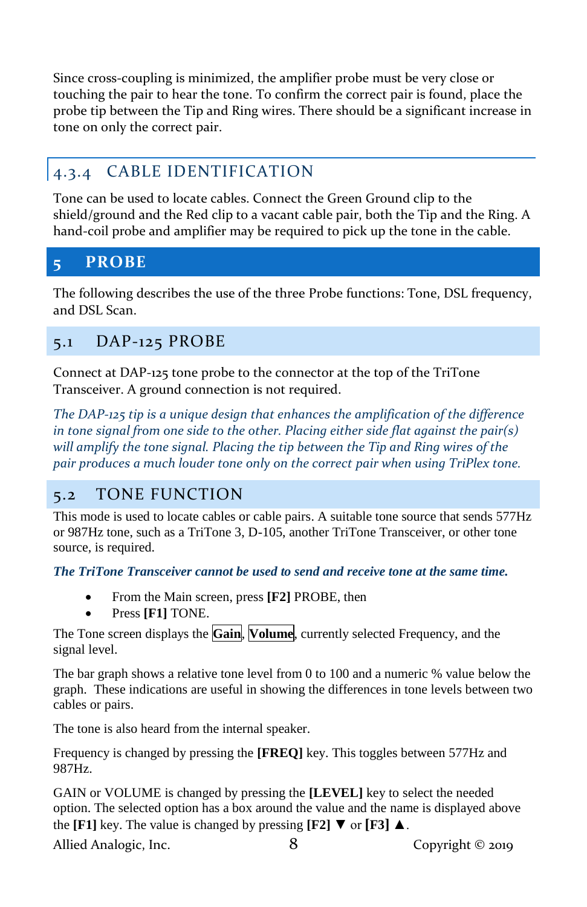Since cross-coupling is minimized, the amplifier probe must be very close or touching the pair to hear the tone. To confirm the correct pair is found, place the probe tip between the Tip and Ring wires. There should be a significant increase in tone on only the correct pair.

### 4.3.4 CABLE IDENTIFICATION

Tone can be used to locate cables. Connect the Green Ground clip to the shield/ground and the Red clip to a vacant cable pair, both the Tip and the Ring. A hand-coil probe and amplifier may be required to pick up the tone in the cable.

# 5 PROBE

The following describes the use of the three Probe functions: Tone, DSL frequency, and DSL Scan.

## 5.1 DAP-125 PROBE

Connect at DAP-125 tone probe to the connector at the top of the TriTone Transceiver. A ground connection is not required.

*The DAP-125 tip is a unique design that enhances the amplification of the difference in tone signal from one side to the other. Placing either side flat against the pair(s) will amplify the tone signal. Placing the tip between the Tip and Ring wires of the pair produces a much louder tone only on the correct pair when using TriPlex tone.*

## 5.2 TONE FUNCTION

This mode is used to locate cables or cable pairs. A suitable tone source that sends 577Hz or 987Hz tone, such as a TriTone 3, D-105, another TriTone Transceiver, or other tone source, is required.

***The TriTone Transceiver cannot be used to send and receive tone at the same time.***

- From the Main screen, press **[F2]** PROBE, then
- Press **[F1]** TONE.

The Tone screen displays the **Gain**, **Volume**, currently selected Frequency, and the signal level.

The bar graph shows a relative tone level from 0 to 100 and a numeric % value below the graph. These indications are useful in showing the differences in tone levels between two cables or pairs.

The tone is also heard from the internal speaker.

Frequency is changed by pressing the **[FREQ]** key. This toggles between 577Hz and 987Hz.

GAIN or VOLUME is changed by pressing the **[LEVEL]** key to select the needed option. The selected option has a box around the value and the name is displayed above the **[F1]** key. The value is changed by pressing **[F2]** ▼ or **[F3]** ▲.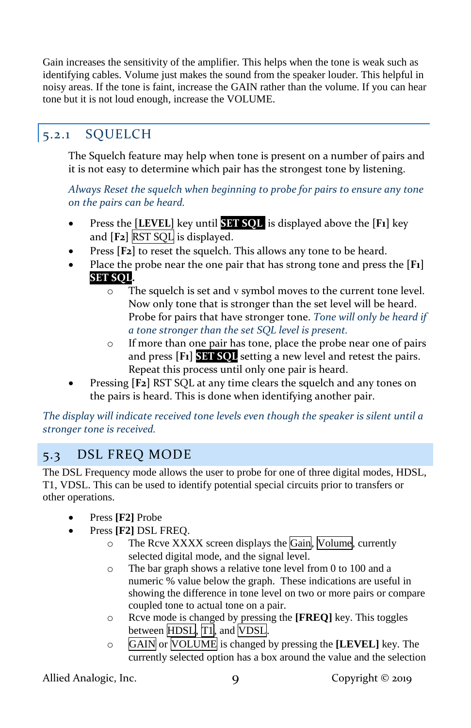Gain increases the sensitivity of the amplifier. This helps when the tone is weak such as identifying cables. Volume just makes the sound from the speaker louder. This helpful in noisy areas. If the tone is faint, increase the GAIN rather than the volume. If you can hear tone but it is not loud enough, increase the VOLUME.

### 5.2.1 SQUELCH

The Squelch feature may help when tone is present on a number of pairs and it is not easy to determine which pair has the strongest tone by listening.

*Always Reset the squelch when beginning to probe for pairs to ensure any tone on the pairs can be heard.*

- Press the [**LEVEL**] key until **SET SQL** is displayed above the [**F1**] key and [**F2**] RST SQL is displayed.
- Press [**F2**] to reset the squelch. This allows any tone to be heard.
- Place the probe near the one pair that has strong tone and press the [**F1**] **SET SQL**.
    - The squelch is set and v symbol moves to the current tone level. Now only tone that is stronger than the set level will be heard. Probe for pairs that have stronger tone. *Tone will only be heard if a tone stronger than the set SQL level is present.*
    - If more than one pair has tone, place the probe near one of pairs and press [F1] **SET SQL** setting a new level and retest the pairs. Repeat this process until only one pair is heard.
- Pressing [**F2**] RST SQL at any time clears the squelch and any tones on the pairs is heard. This is done when identifying another pair.

*The display will indicate received tone levels even though the speaker is silent until a stronger tone is received.*

## 5.3 DSL FREQ MODE

The DSL Frequency mode allows the user to probe for one of three digital modes, HDSL, T1, VDSL. This can be used to identify potential special circuits prior to transfers or other operations.

- Press **[F2]** Probe
- Press **[F2]** DSL FREQ.
    - The Rcve XXXX screen displays the Gain, Volume, currently selected digital mode, and the signal level.
    - The bar graph shows a relative tone level from 0 to 100 and a numeric % value below the graph. These indications are useful in showing the difference in tone level on two or more pairs or compare coupled tone to actual tone on a pair.
    - Rcve mode is changed by pressing the **[FREQ]** key. This toggles between HDSL, T1, and VDSL.
    - GAIN or VOLUME is changed by pressing the **[LEVEL]** key. The currently selected option has a box around the value and the selection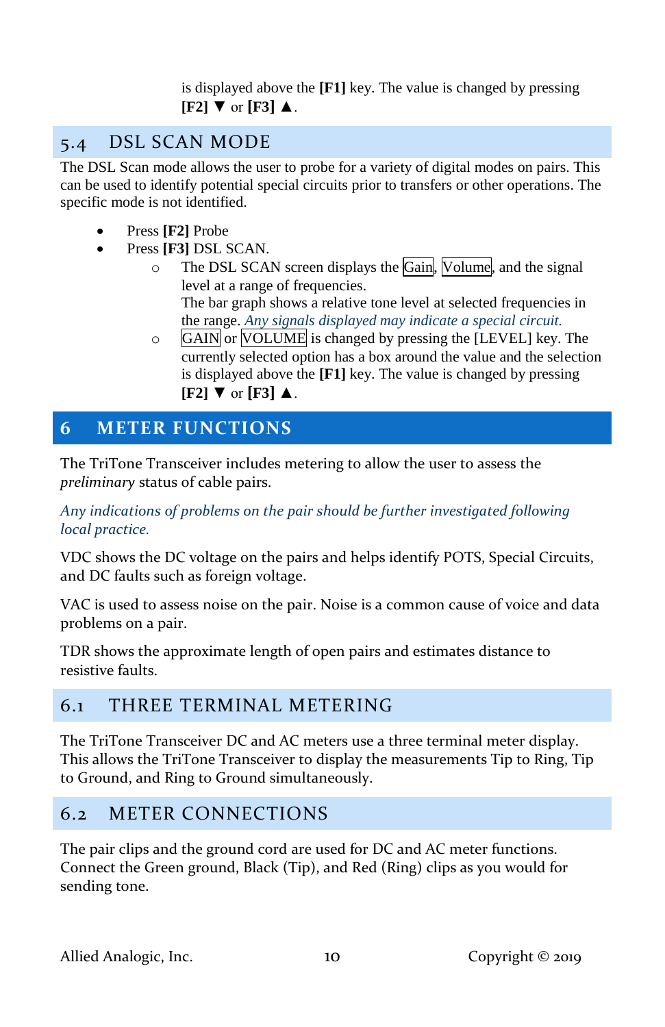is displayed above the **[F1]** key. The value is changed by pressing **[F2]** ▼ or **[F3]** ▲.

## 5.4 DSL SCAN MODE

The DSL Scan mode allows the user to probe for a variety of digital modes on pairs. This can be used to identify potential special circuits prior to transfers or other operations. The specific mode is not identified.

- Press **[F2]** Probe
- Press **[F3]** DSL SCAN.
  - The DSL SCAN screen displays the Gain, Volume, and the signal level at a range of frequencies.
    The bar graph shows a relative tone level at selected frequencies in the range. *Any signals displayed may indicate a special circuit.*
  - GAIN or VOLUME is changed by pressing the [LEVEL] key. The currently selected option has a box around the value and the selection is displayed above the **[F1]** key. The value is changed by pressing **[F2]** ▼ or **[F3]** ▲.

# 6 METER FUNCTIONS

The TriTone Transceiver includes metering to allow the user to assess the *preliminary* status of cable pairs.

*Any indications of problems on the pair should be further investigated following local practice.*

VDC shows the DC voltage on the pairs and helps identify POTS, Special Circuits, and DC faults such as foreign voltage.

VAC is used to assess noise on the pair. Noise is a common cause of voice and data problems on a pair.

TDR shows the approximate length of open pairs and estimates distance to resistive faults.

## 6.1 THREE TERMINAL METERING

The TriTone Transceiver DC and AC meters use a three terminal meter display. This allows the TriTone Transceiver to display the measurements Tip to Ring, Tip to Ground, and Ring to Ground simultaneously.

## 6.2 METER CONNECTIONS

The pair clips and the ground cord are used for DC and AC meter functions. Connect the Green ground, Black (Tip), and Red (Ring) clips as you would for sending tone.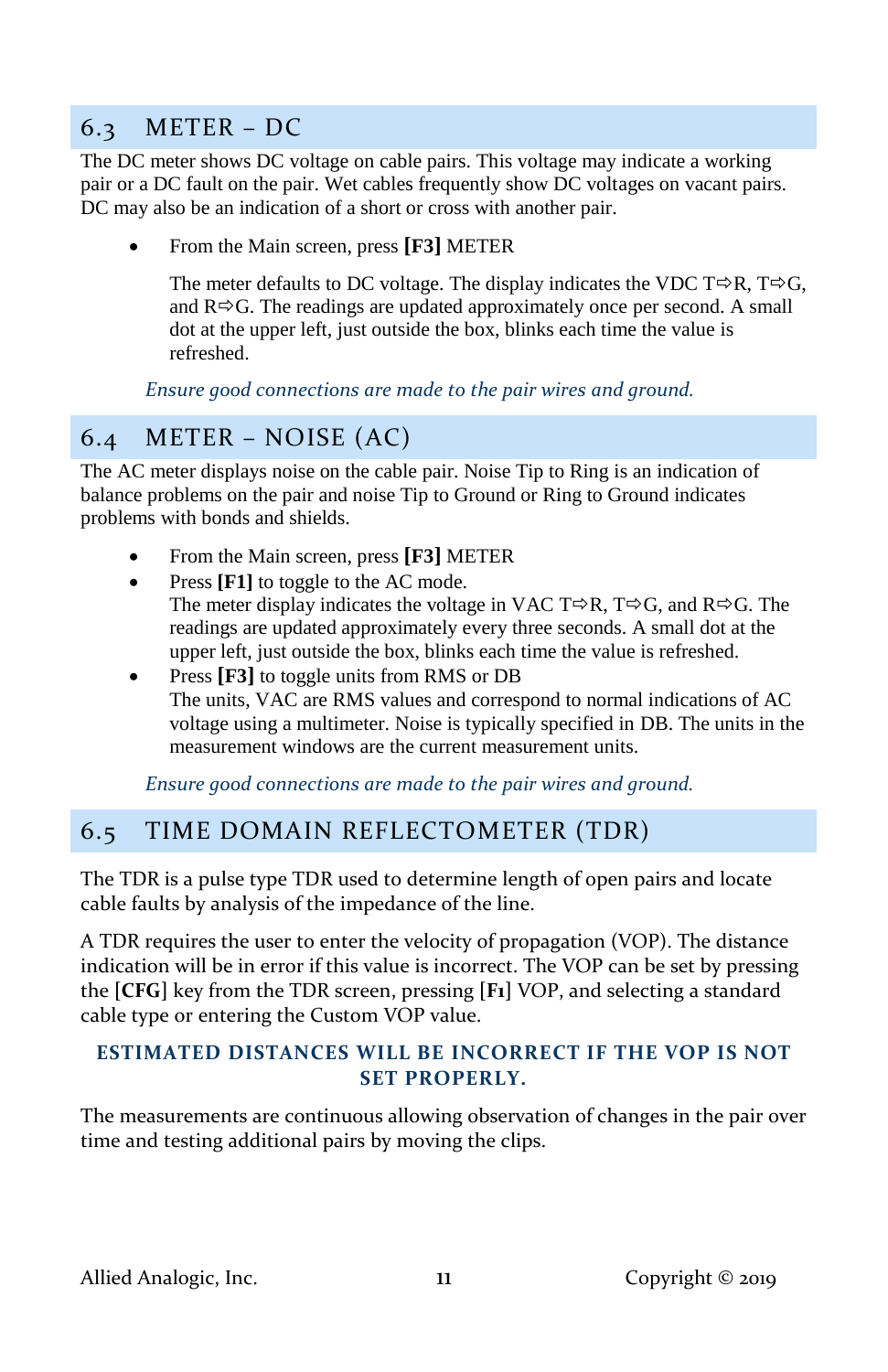## 6.3 METER – DC

The DC meter shows DC voltage on cable pairs. This voltage may indicate a working pair or a DC fault on the pair. Wet cables frequently show DC voltages on vacant pairs. DC may also be an indication of a short or cross with another pair.

- From the Main screen, press **[F3]** METER

  The meter defaults to DC voltage. The display indicates the VDC T⇨R, T⇨G, and R⇨G. The readings are updated approximately once per second. A small dot at the upper left, just outside the box, blinks each time the value is refreshed.

*Ensure good connections are made to the pair wires and ground.*

## 6.4 METER – NOISE (AC)

The AC meter displays noise on the cable pair. Noise Tip to Ring is an indication of balance problems on the pair and noise Tip to Ground or Ring to Ground indicates problems with bonds and shields.

- From the Main screen, press **[F3]** METER
- Press **[F1]** to toggle to the AC mode.
  The meter display indicates the voltage in VAC T⇨R, T⇨G, and R⇨G. The readings are updated approximately every three seconds. A small dot at the upper left, just outside the box, blinks each time the value is refreshed.
- Press **[F3]** to toggle units from RMS or DB
  The units, VAC are RMS values and correspond to normal indications of AC voltage using a multimeter. Noise is typically specified in DB. The units in the measurement windows are the current measurement units.

*Ensure good connections are made to the pair wires and ground.*

## 6.5 TIME DOMAIN REFLECTOMETER (TDR)

The TDR is a pulse type TDR used to determine length of open pairs and locate cable faults by analysis of the impedance of the line.

A TDR requires the user to enter the velocity of propagation (VOP). The distance indication will be in error if this value is incorrect. The VOP can be set by pressing the [**CFG**] key from the TDR screen, pressing [**F1**] VOP, and selecting a standard cable type or entering the Custom VOP value.

**ESTIMATED DISTANCES WILL BE INCORRECT IF THE VOP IS NOT SET PROPERLY.**

The measurements are continuous allowing observation of changes in the pair over time and testing additional pairs by moving the clips.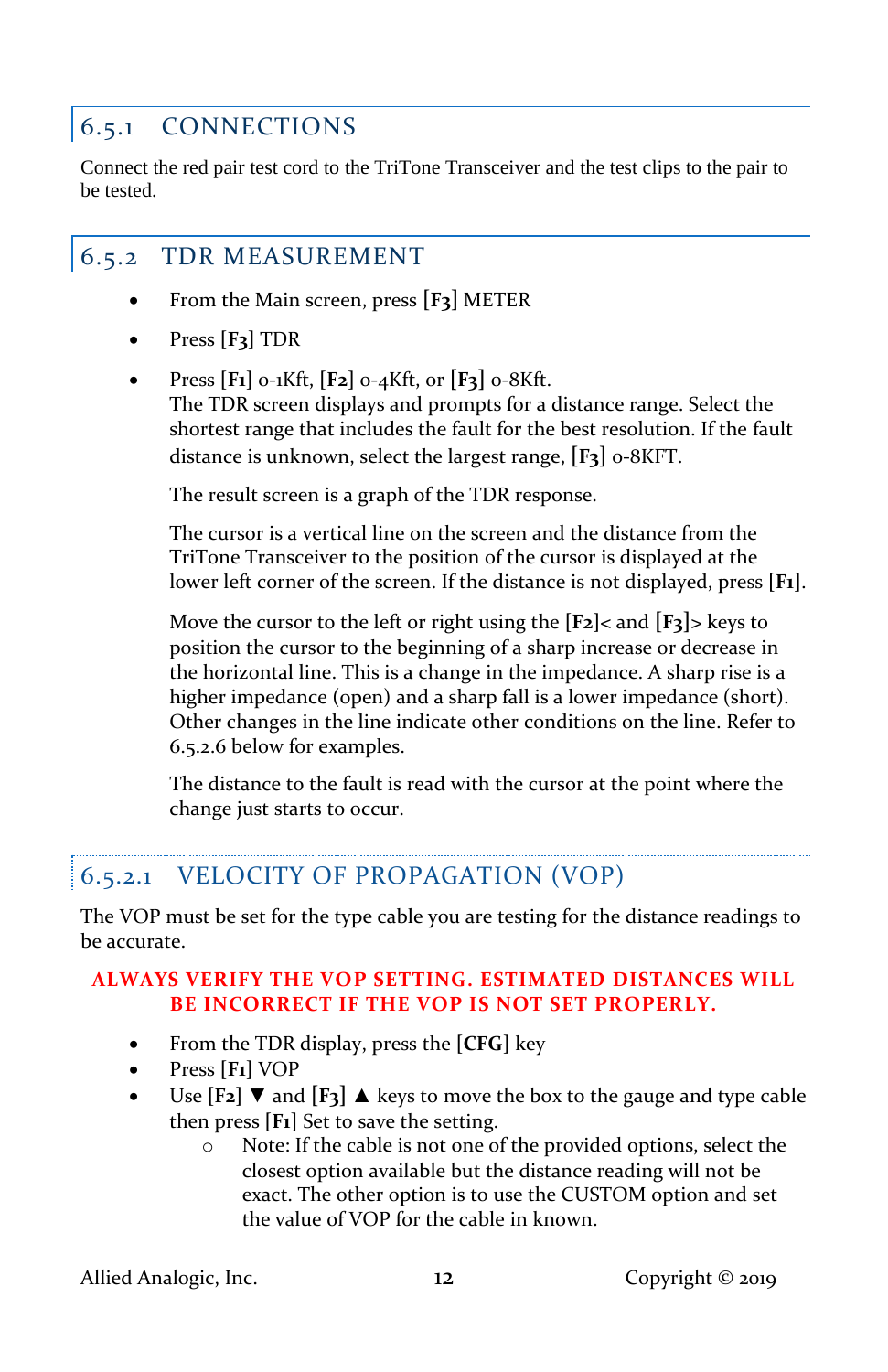## 6.5.1 CONNECTIONS

Connect the red pair test cord to the TriTone Transceiver and the test clips to the pair to be tested.

## 6.5.2 TDR MEASUREMENT

- From the Main screen, press **[F3]** METER
- Press [**F3**] TDR
- Press [**F1**] 0-1Kft, [**F2**] 0-4Kft, or [**F3**] 0-8Kft.
  The TDR screen displays and prompts for a distance range. Select the shortest range that includes the fault for the best resolution. If the fault distance is unknown, select the largest range, [**F3**] 0-8KFT.

  The result screen is a graph of the TDR response.

  The cursor is a vertical line on the screen and the distance from the TriTone Transceiver to the position of the cursor is displayed at the lower left corner of the screen. If the distance is not displayed, press [**F1**].

  Move the cursor to the left or right using the [**F2**]< and [**F3**]> keys to position the cursor to the beginning of a sharp increase or decrease in the horizontal line. This is a change in the impedance. A sharp rise is a higher impedance (open) and a sharp fall is a lower impedance (short). Other changes in the line indicate other conditions on the line. Refer to 6.5.2.6 below for examples.

  The distance to the fault is read with the cursor at the point where the change just starts to occur.

### 6.5.2.1 VELOCITY OF PROPAGATION (VOP)

The VOP must be set for the type cable you are testing for the distance readings to be accurate.

**ALWAYS VERIFY THE VOP SETTING. ESTIMATED DISTANCES WILL BE INCORRECT IF THE VOP IS NOT SET PROPERLY.**

- From the TDR display, press the [**CFG**] key
- Press [**F1**] VOP
- Use [**F2**] ▼ and [**F3**] ▲ keys to move the box to the gauge and type cable then press [**F1**] Set to save the setting.
  - Note: If the cable is not one of the provided options, select the closest option available but the distance reading will not be exact. The other option is to use the CUSTOM option and set the value of VOP for the cable in known.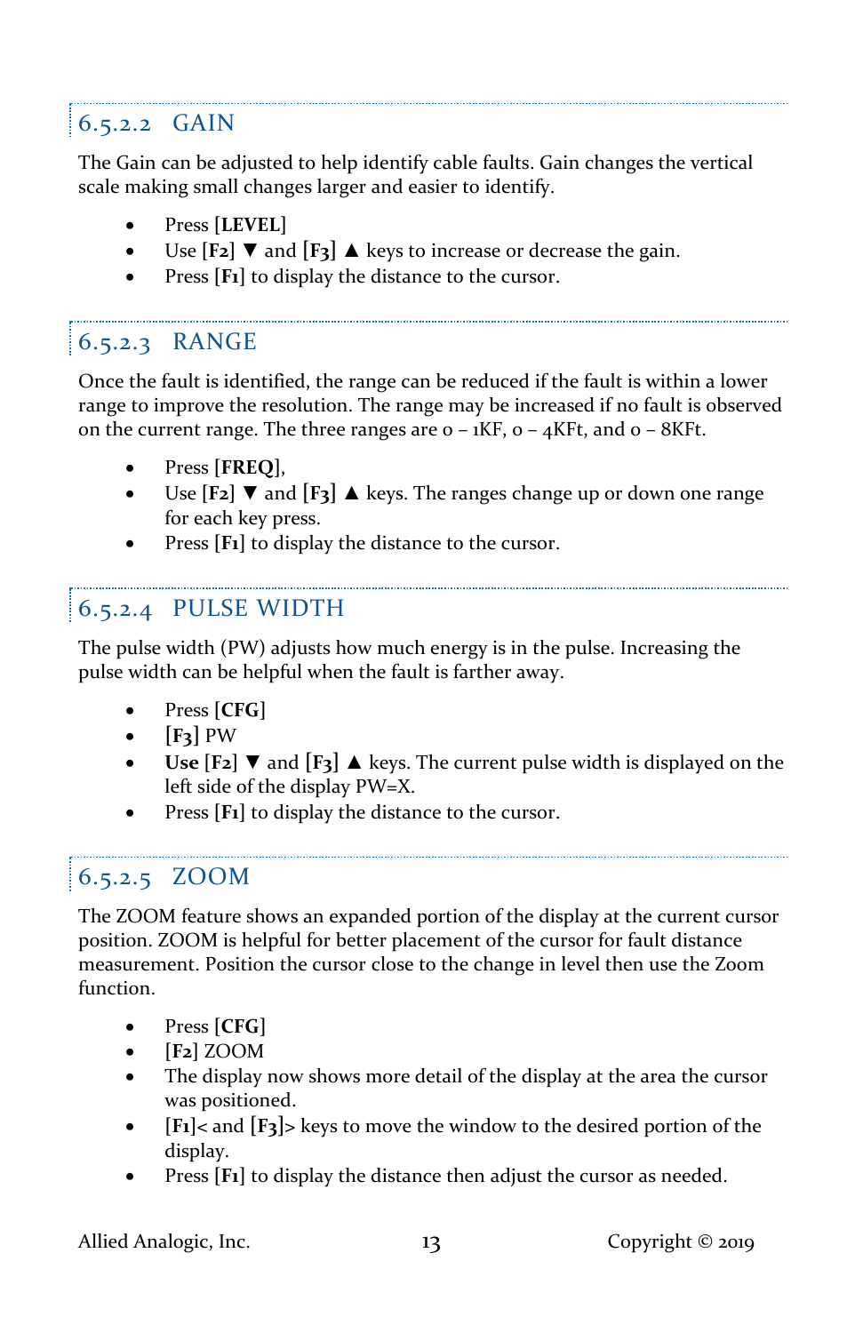#### 6.5.2.2 GAIN

The Gain can be adjusted to help identify cable faults. Gain changes the vertical scale making small changes larger and easier to identify.

- Press [**LEVEL**]
- Use [**F2**] ▼ and [**F3**] ▲ keys to increase or decrease the gain.
- Press [**F1**] to display the distance to the cursor.

#### 6.5.2.3 RANGE

Once the fault is identified, the range can be reduced if the fault is within a lower range to improve the resolution. The range may be increased if no fault is observed on the current range. The three ranges are 0 – 1KF, 0 – 4KFt, and 0 – 8KFt.

- Press [**FREQ**],
- Use [**F2**] ▼ and [**F3**] ▲ keys. The ranges change up or down one range for each key press.
- Press [**F1**] to display the distance to the cursor.

#### 6.5.2.4 PULSE WIDTH

The pulse width (PW) adjusts how much energy is in the pulse. Increasing the pulse width can be helpful when the fault is farther away.

- Press [**CFG**]
- [**F3**] PW
- **Use** [**F2**] ▼ and [**F3**] ▲ keys. The current pulse width is displayed on the left side of the display PW=X.
- Press [**F1**] to display the distance to the cursor.

#### 6.5.2.5 ZOOM

The ZOOM feature shows an expanded portion of the display at the current cursor position. ZOOM is helpful for better placement of the cursor for fault distance measurement. Position the cursor close to the change in level then use the Zoom function.

- Press [**CFG**]
- [**F2**] ZOOM
- The display now shows more detail of the display at the area the cursor was positioned.
- [**F1**]< and [**F3**]> keys to move the window to the desired portion of the display.
- Press [**F1**] to display the distance then adjust the cursor as needed.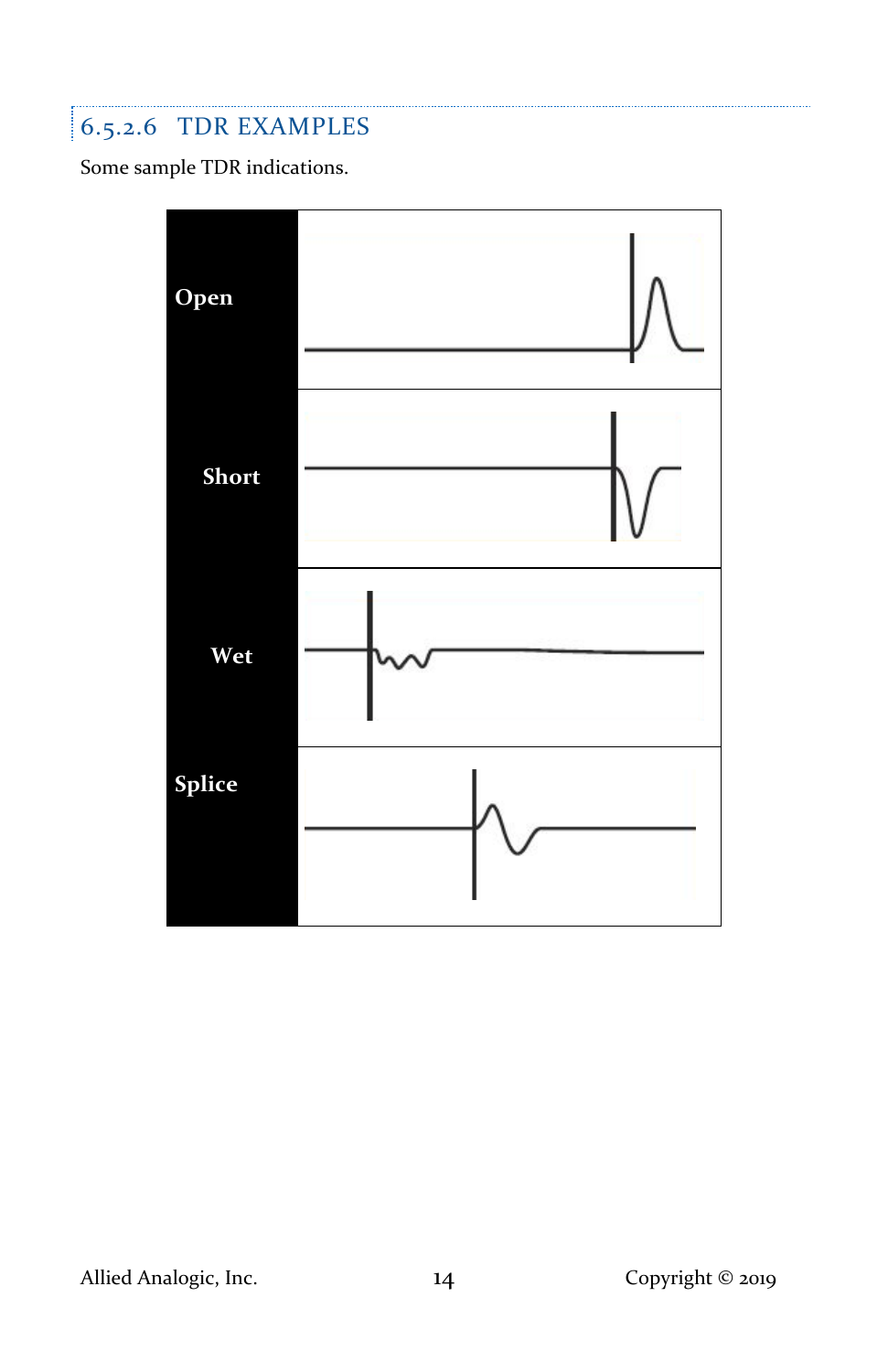### 6.5.2.6 TDR EXAMPLES

Some sample TDR indications.

| Open |
|---|
| Short |
| Wet |
| Splice |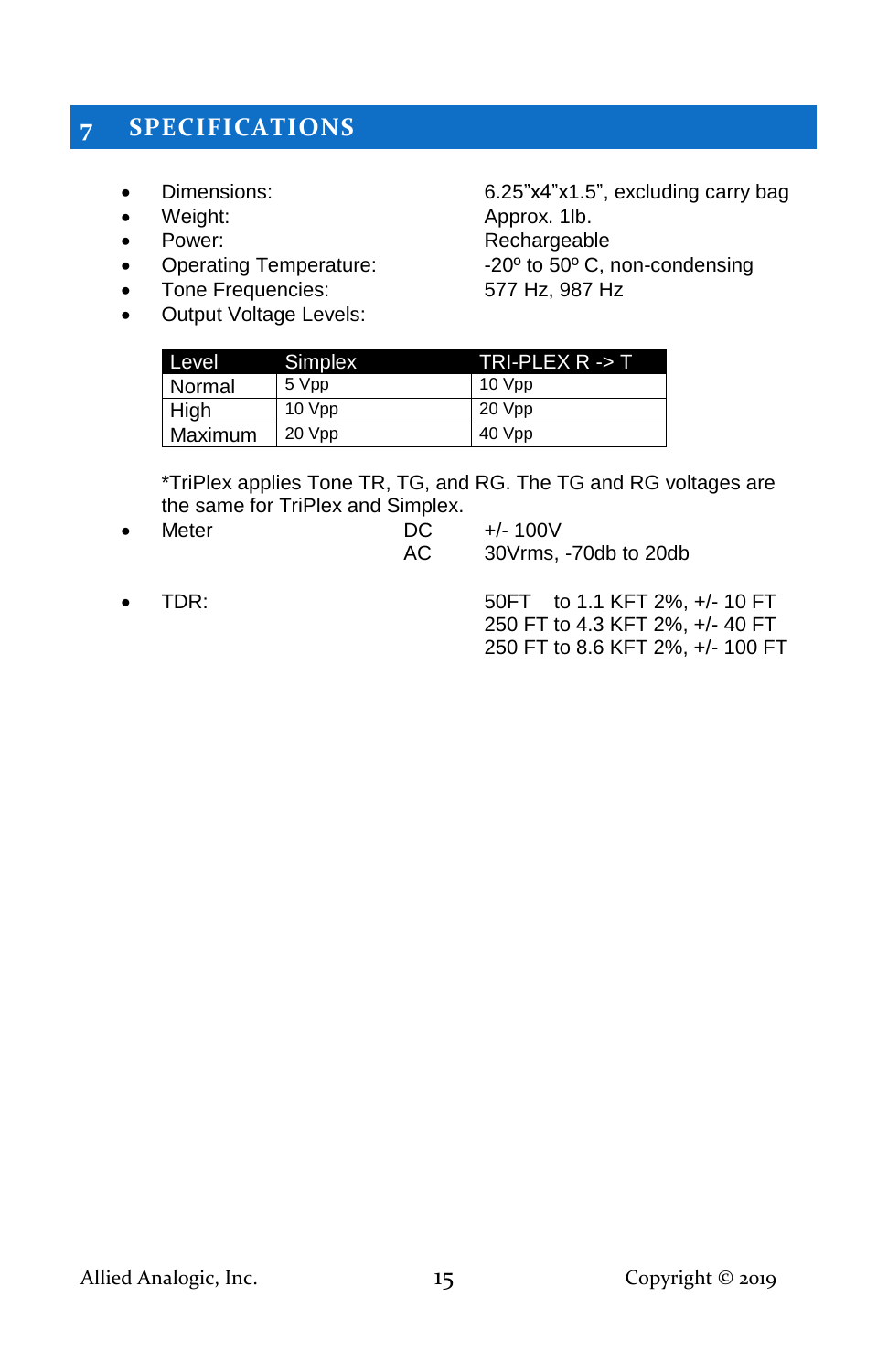# 7 SPECIFICATIONS

- Dimensions: 6.25"x4"x1.5", excluding carry bag
- Weight: Approx. 1lb.
- Power: Rechargeable
- Operating Temperature: -20º to 50º C, non-condensing
- Tone Frequencies: 577 Hz, 987 Hz
- Output Voltage Levels:

| Level | Simplex | TRI-PLEX R -> T |
|---|---|---|
| Normal | 5 Vpp | 10 Vpp |
| High | 10 Vpp | 20 Vpp |
| Maximum | 20 Vpp | 40 Vpp |

*TriPlex applies Tone TR, TG, and RG. The TG and RG voltages are the same for TriPlex and Simplex.

- Meter
  - DC: +/- 100V
  - AC: 30Vrms, -70db to 20db

- TDR:
  - 50FT to 1.1 KFT 2%, +/- 10 FT
  - 250 FT to 4.3 KFT 2%, +/- 40 FT
  - 250 FT to 8.6 KFT 2%, +/- 100 FT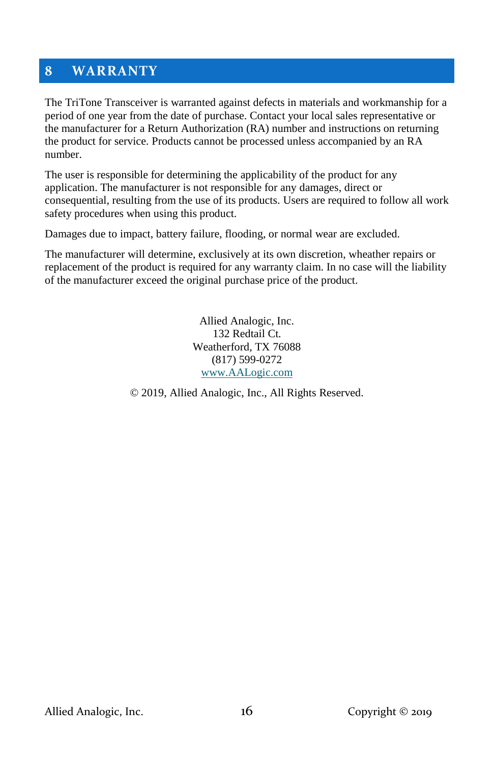# 8 WARRANTY

The TriTone Transceiver is warranted against defects in materials and workmanship for a period of one year from the date of purchase. Contact your local sales representative or the manufacturer for a Return Authorization (RA) number and instructions on returning the product for service. Products cannot be processed unless accompanied by an RA number.

The user is responsible for determining the applicability of the product for any application. The manufacturer is not responsible for any damages, direct or consequential, resulting from the use of its products. Users are required to follow all work safety procedures when using this product.

Damages due to impact, battery failure, flooding, or normal wear are excluded.

The manufacturer will determine, exclusively at its own discretion, wheather repairs or replacement of the product is required for any warranty claim. In no case will the liability of the manufacturer exceed the original purchase price of the product.

Allied Analogic, Inc.
132 Redtail Ct.
Weatherford, TX 76088
(817) 599-0272
www.AALogic.com

© 2019, Allied Analogic, Inc., All Rights Reserved.